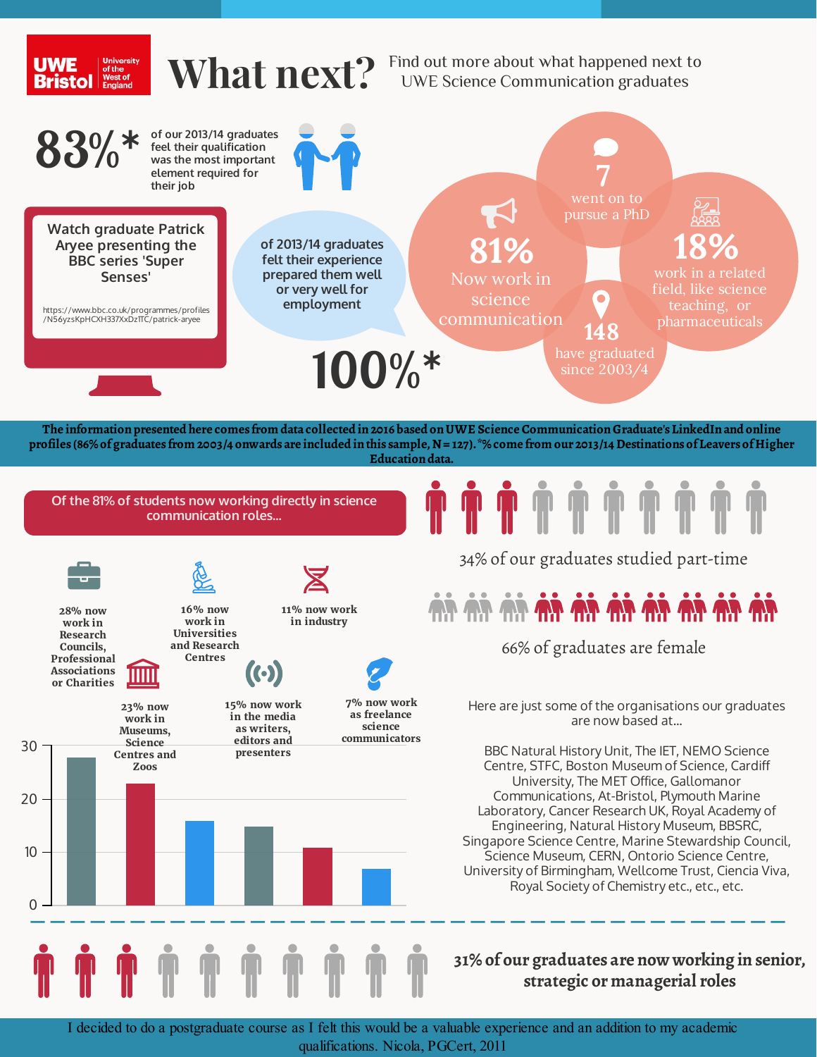UWE Bristol | University of the West of England

# What next?

Find out more about what happened next to UWE Science Communication graduates

**83%*** of our 2013/14 graduates feel their qualification was the most important element required for their job

Watch graduate Patrick Aryee presenting the BBC series 'Super Senses'

https://www.bbc.co.uk/programmes/profiles/N56yzsKpHCXH337XxDzITC/patrick-aryee

**100%*** of 2013/14 graduates felt their experience prepared them well or very well for employment

**7** went on to pursue a PhD

**81%** Now work in science communication

**18%** work in a related field, like science teaching, or pharmaceuticals

**148** have graduated since 2003/4

**The information presented here comes from data collected in 2016 based on UWE Science Communication Graduate's LinkedIn and online profiles (86% of graduates from 2003/4 onwards are included in this sample, N = 127). *% come from our 2013/14 Destinations of Leavers of Higher Education data.**

## Of the 81% of students now working directly in science communication roles...

- **28% now work in Research Councils, Professional Associations or Charities**
- **16% now work in Universities and Research Centres**
- **11% now work in industry**
- **23% now work in Museums, Science Centres and Zoos**
- **15% now work in the media as writers, editors and presenters**
- **7% now work as freelance science communicators**

| Sector | % |
|---|---|
| Research Councils, Professional Associations or Charities | 28 |
| Museums, Science Centres and Zoos | 23 |
| Universities and Research Centres | 16 |
| Media | 15 |
| Industry | 11 |
| Freelance | 7 |

34% of our graduates studied part-time

66% of graduates are female

Here are just some of the organisations our graduates are now based at...

BBC Natural History Unit, The IET, NEMO Science Centre, STFC, Boston Museum of Science, Cardiff University, The MET Office, Gallomanor Communications, At-Bristol, Plymouth Marine Laboratory, Cancer Research UK, Royal Academy of Engineering, Natural History Museum, BBSRC, Singapore Science Centre, Marine Stewardship Council, Science Museum, CERN, Ontorio Science Centre, University of Birmingham, Wellcome Trust, Ciencia Viva, Royal Society of Chemistry etc., etc., etc.

**31% of our graduates are now working in senior, strategic or managerial roles**

I decided to do a postgraduate course as I felt this would be a valuable experience and an addition to my academic qualifications. Nicola, PGCert, 2011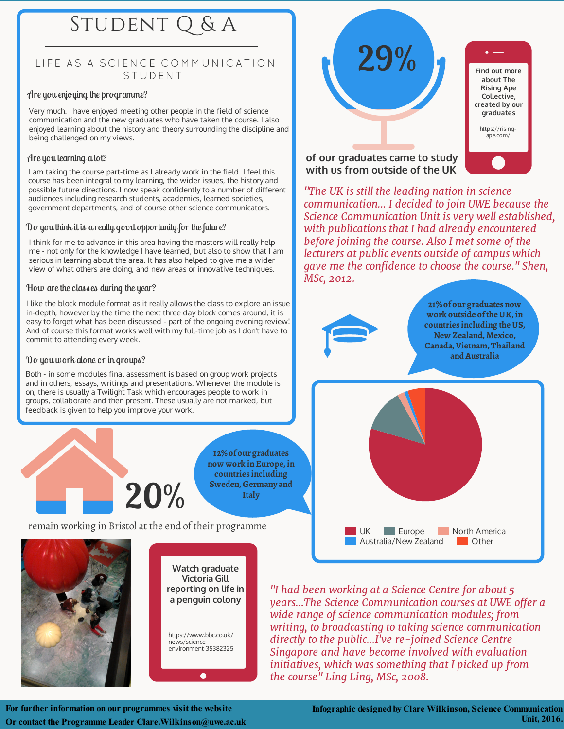# Student Q & A

## Life as a Science Communication Student

### Are you enjoying the programme?

Very much. I have enjoyed meeting other people in the field of science communication and the new graduates who have taken the course. I also enjoyed learning about the history and theory surrounding the discipline and being challenged on my views.

### Are you learning a lot?

I am taking the course part-time as I already work in the field. I feel this course has been integral to my learning, the wider issues, the history and possible future directions. I now speak confidently to a number of different audiences including research students, academics, learned societies, government departments, and of course other science communicators.

### Do you think it is a really good opportunity for the future?

I think for me to advance in this area having the masters will really help me - not only for the knowledge I have learned, but also to show that I am serious in learning about the area. It has also helped to give me a wider view of what others are doing, and new areas or innovative techniques.

### How are the classes during the year?

I like the block module format as it really allows the class to explore an issue in-depth, however by the time the next three day block comes around, it is easy to forget what has been discussed - part of the ongoing evening review! And of course this format works well with my full-time job as I don't have to commit to attending every week.

### Do you work alone or in groups?

Both - in some modules final assessment is based on group work projects and in others, essays, writings and presentations. Whenever the module is on, there is usually a Twilight Task which encourages people to work in groups, collaborate and then present. These usually are not marked, but feedback is given to help you improve your work.

**29%**

of our graduates came to study with us from outside of the UK

Find out more about The Rising Ape Collective, created by our graduates

https://rising-ape.com/

*"The UK is still the leading nation in science communication... I decided to join UWE because the Science Communication Unit is very well established, with publications that I had already encountered before joining the course. Also I met some of the lecturers at public events outside of campus which gave me the confidence to choose the course." Shen, MSc, 2012.*

21% of our graduates now work outside of the UK, in countries including the US, New Zealand, Mexico, Canada, Vietnam, Thailand and Australia

UK
Europe
North America
Australia/New Zealand
Other

**20%**

remain working in Bristol at the end of their programme

12% of our graduates now work in Europe, in countries including Sweden, Germany and Italy

Watch graduate Victoria Gill reporting on life in a penguin colony

https://www.bbc.co.uk/news/science-environment-35382325

*"I had been working at a Science Centre for about 5 years...The Science Communication courses at UWE offer a wide range of science communication modules; from writing, to broadcasting to taking science communication directly to the public...I've re-joined Science Centre Singapore and have become involved with evaluation initiatives, which was something that I picked up from the course" Ling Ling, MSc, 2008.*

**For further information on our programmes visit the website**
**Or contact the Programme Leader Clare.Wilkinson@uwe.ac.uk**

**Infographic designed by Clare Wilkinson, Science Communication Unit, 2016.**